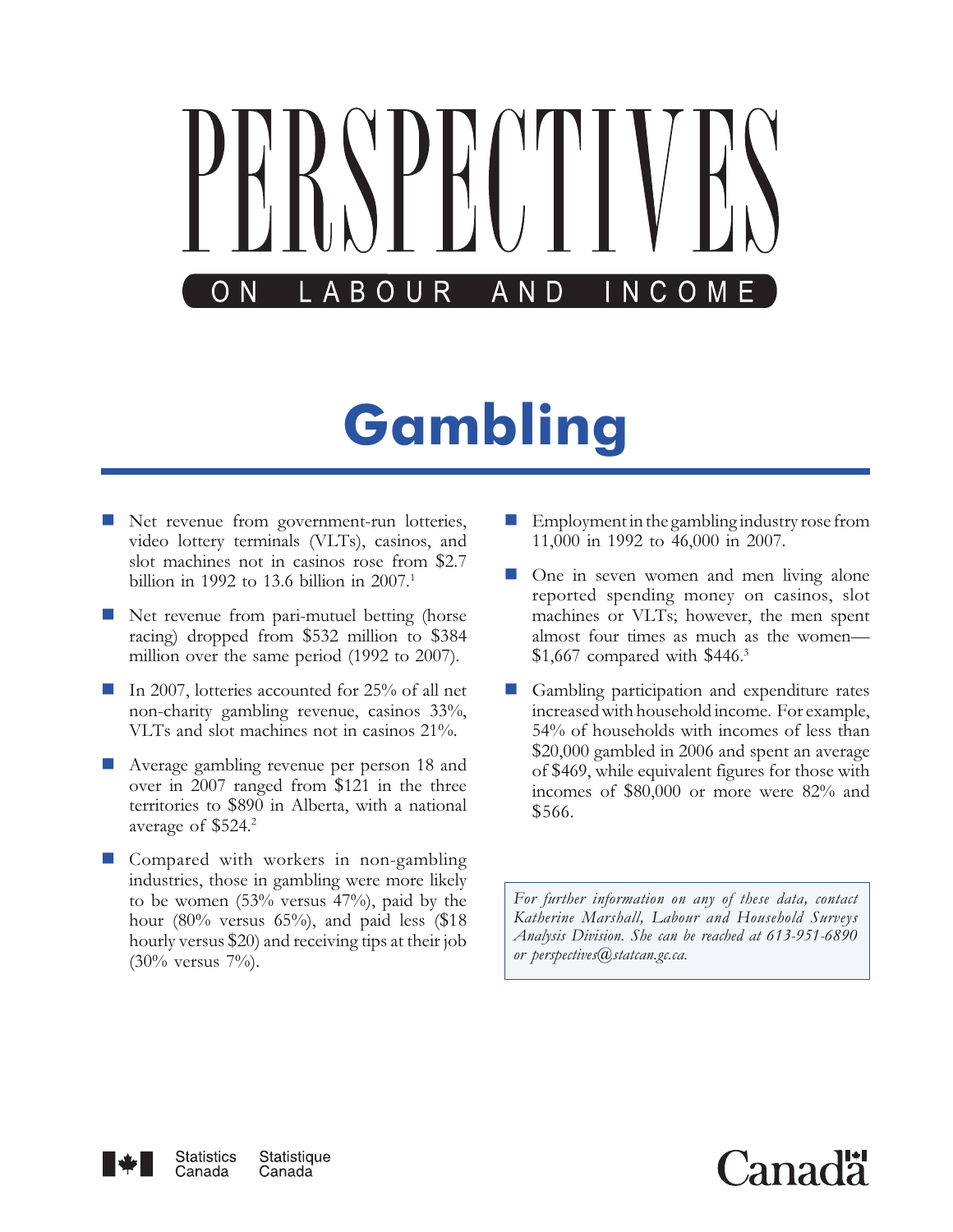# PERSPECTIVES

ON LABOUR AND INCOME

## Gambling

- Net revenue from government-run lotteries, video lottery terminals (VLTs), casinos, and slot machines not in casinos rose from $2.7 billion in 1992 to 13.6 billion in 2007.[1]

- Net revenue from pari-mutuel betting (horse racing) dropped from $532 million to $384 million over the same period (1992 to 2007).

- In 2007, lotteries accounted for 25% of all net non-charity gambling revenue, casinos 33%, VLTs and slot machines not in casinos 21%.

- Average gambling revenue per person 18 and over in 2007 ranged from $121 in the three territories to $890 in Alberta, with a national average of $524.[2]

- Compared with workers in non-gambling industries, those in gambling were more likely to be women (53% versus 47%), paid by the hour (80% versus 65%), and paid less ($18 hourly versus $20) and receiving tips at their job (30% versus 7%).

- Employment in the gambling industry rose from 11,000 in 1992 to 46,000 in 2007.

- One in seven women and men living alone reported spending money on casinos, slot machines or VLTs; however, the men spent almost four times as much as the women—$1,667 compared with $446.[3]

- Gambling participation and expenditure rates increased with household income. For example, 54% of households with incomes of less than $20,000 gambled in 2006 and spent an average of $469, while equivalent figures for those with incomes of $80,000 or more were 82% and $566.

*For further information on any of these data, contact Katherine Marshall, Labour and Household Surveys Analysis Division. She can be reached at 613-951-6890 or perspectives@statcan.gc.ca.*

Statistics Canada Statistique Canada

Canada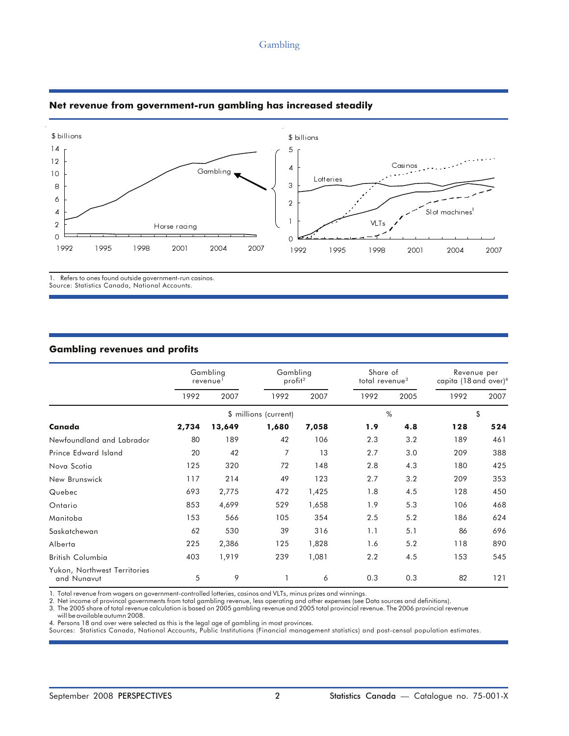## Net revenue from government-run gambling has increased steadily

1. Refers to ones found outside government-run casinos.
Source: Statistics Canada, National Accounts.

## Gambling revenues and profits

| | Gambling revenue[1] | | Gambling profit[2] | | Share of total revenue[3] | | Revenue per capita (18 and over)[4] | |
|---|---|---|---|---|---|---|---|---|
| | 1992 | 2007 | 1992 | 2007 | 1992 | 2005 | 1992 | 2007 |
| | $ millions (current) | | | | % | | $ | |
| **Canada** | **2,734** | **13,649** | **1,680** | **7,058** | **1.9** | **4.8** | **128** | **524** |
| Newfoundland and Labrador | 80 | 189 | 42 | 106 | 2.3 | 3.2 | 189 | 461 |
| Prince Edward Island | 20 | 42 | 7 | 13 | 2.7 | 3.0 | 209 | 388 |
| Nova Scotia | 125 | 320 | 72 | 148 | 2.8 | 4.3 | 180 | 425 |
| New Brunswick | 117 | 214 | 49 | 123 | 2.7 | 3.2 | 209 | 353 |
| Quebec | 693 | 2,775 | 472 | 1,425 | 1.8 | 4.5 | 128 | 450 |
| Ontario | 853 | 4,699 | 529 | 1,658 | 1.9 | 5.3 | 106 | 468 |
| Manitoba | 153 | 566 | 105 | 354 | 2.5 | 5.2 | 186 | 624 |
| Saskatchewan | 62 | 530 | 39 | 316 | 1.1 | 5.1 | 86 | 696 |
| Alberta | 225 | 2,386 | 125 | 1,828 | 1.6 | 5.2 | 118 | 890 |
| British Columbia | 403 | 1,919 | 239 | 1,081 | 2.2 | 4.5 | 153 | 545 |
| Yukon, Northwest Territories and Nunavut | 5 | 9 | 1 | 6 | 0.3 | 0.3 | 82 | 121 |

1. Total revenue from wagers on government-controlled lotteries, casinos and VLTs, minus prizes and winnings.
2. Net income of provincal governments from total gambling revenue, less operating and other expenses (see Data sources and definitions).
3. The 2005 share of total revenue calculation is based on 2005 gambling revenue and 2005 total provincial revenue. The 2006 provincial revenue will be available autumn 2008.
4. Persons 18 and over were selected as this is the legal age of gambling in most provinces.
Sources: Statistics Canada, National Accounts, Public Institutions (Financial management statistics) and post-censal population estimates.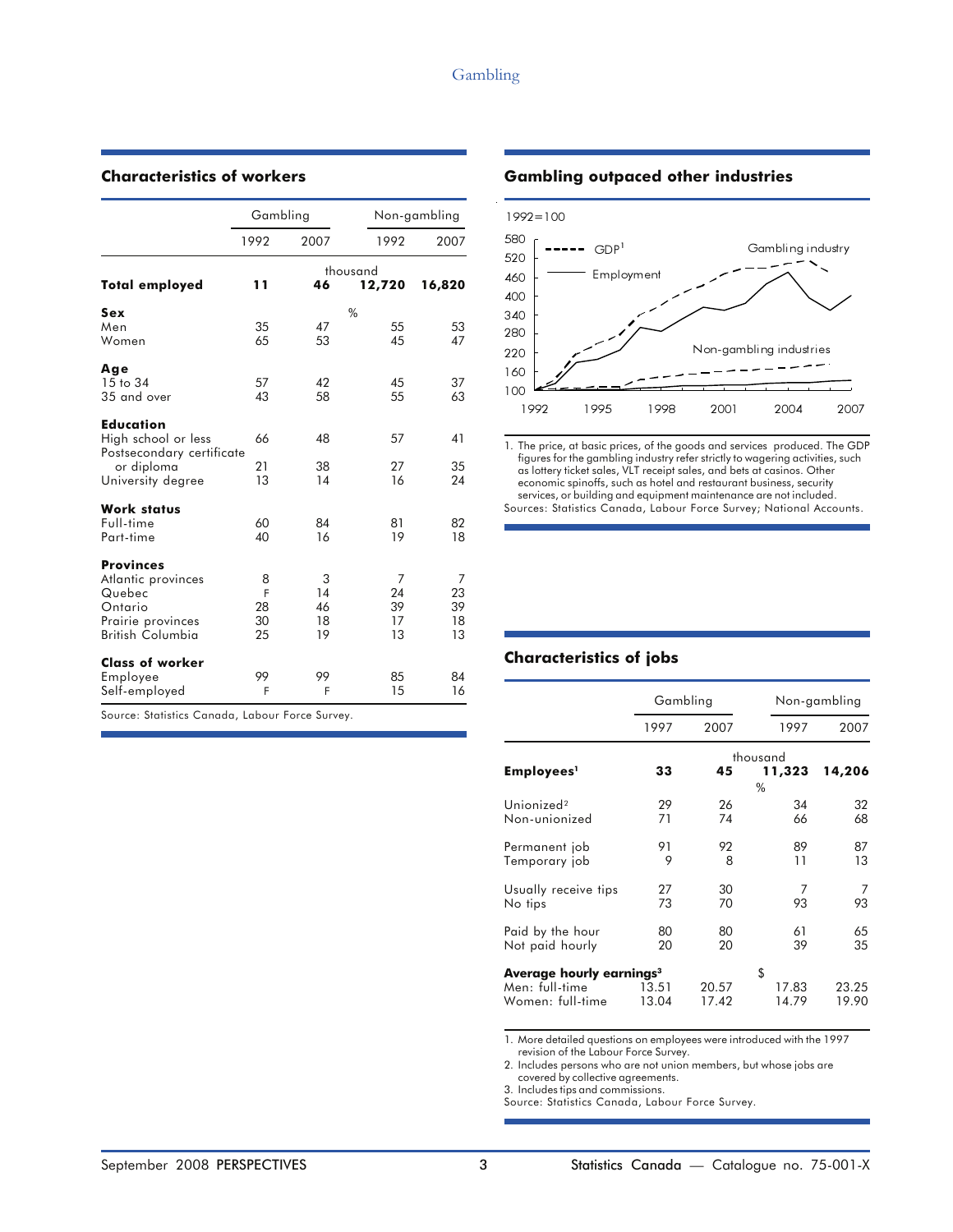## Characteristics of workers

| | Gambling | | Non-gambling | |
|---|---|---|---|---|
| | 1992 | 2007 | 1992 | 2007 |
| | thousand | | | |
| **Total employed** | **11** | **46** | **12,720** | **16,820** |
| **Sex** | % | | | |
| Men | 35 | 47 | 55 | 53 |
| Women | 65 | 53 | 45 | 47 |
| **Age** | | | | |
| 15 to 34 | 57 | 42 | 45 | 37 |
| 35 and over | 43 | 58 | 55 | 63 |
| **Education** | | | | |
| High school or less | 66 | 48 | 57 | 41 |
| Postsecondary certificate or diploma | 21 | 38 | 27 | 35 |
| University degree | 13 | 14 | 16 | 24 |
| **Work status** | | | | |
| Full-time | 60 | 84 | 81 | 82 |
| Part-time | 40 | 16 | 19 | 18 |
| **Provinces** | | | | |
| Atlantic provinces | 8 | 3 | 7 | 7 |
| Quebec | F | 14 | 24 | 23 |
| Ontario | 28 | 46 | 39 | 39 |
| Prairie provinces | 30 | 18 | 17 | 18 |
| British Columbia | 25 | 19 | 13 | 13 |
| **Class of worker** | | | | |
| Employee | 99 | 99 | 85 | 84 |
| Self-employed | F | F | 15 | 16 |

Source: Statistics Canada, Labour Force Survey.

## Gambling outpaced other industries

1992=100

(Chart: GDP[1] (dashed) and Employment (solid) indexes, 1992 to 2007, for the Gambling industry and Non-gambling industries.)

1. The price, at basic prices, of the goods and services produced. The GDP figures for the gambling industry refer strictly to wagering activities, such as lottery ticket sales, VLT receipt sales, and bets at casinos. Other economic spinoffs, such as hotel and restaurant business, security services, or building and equipment maintenance are not included.

Sources: Statistics Canada, Labour Force Survey; National Accounts.

## Characteristics of jobs

| | Gambling | | Non-gambling | |
|---|---|---|---|---|
| | 1997 | 2007 | 1997 | 2007 |
| | thousand | | | |
| **Employees[1]** | **33** | **45** | **11,323** | **14,206** |
| | % | | | |
| Unionized[2] | 29 | 26 | 34 | 32 |
| Non-unionized | 71 | 74 | 66 | 68 |
| Permanent job | 91 | 92 | 89 | 87 |
| Temporary job | 9 | 8 | 11 | 13 |
| Usually receive tips | 27 | 30 | 7 | 7 |
| No tips | 73 | 70 | 93 | 93 |
| Paid by the hour | 80 | 80 | 61 | 65 |
| Not paid hourly | 20 | 20 | 39 | 35 |
| **Average hourly earnings[3]** | $ | | | |
| Men: full-time | 13.51 | 20.57 | 17.83 | 23.25 |
| Women: full-time | 13.04 | 17.42 | 14.79 | 19.90 |

1. More detailed questions on employees were introduced with the 1997 revision of the Labour Force Survey.
2. Includes persons who are not union members, but whose jobs are covered by collective agreements.
3. Includes tips and commissions.

Source: Statistics Canada, Labour Force Survey.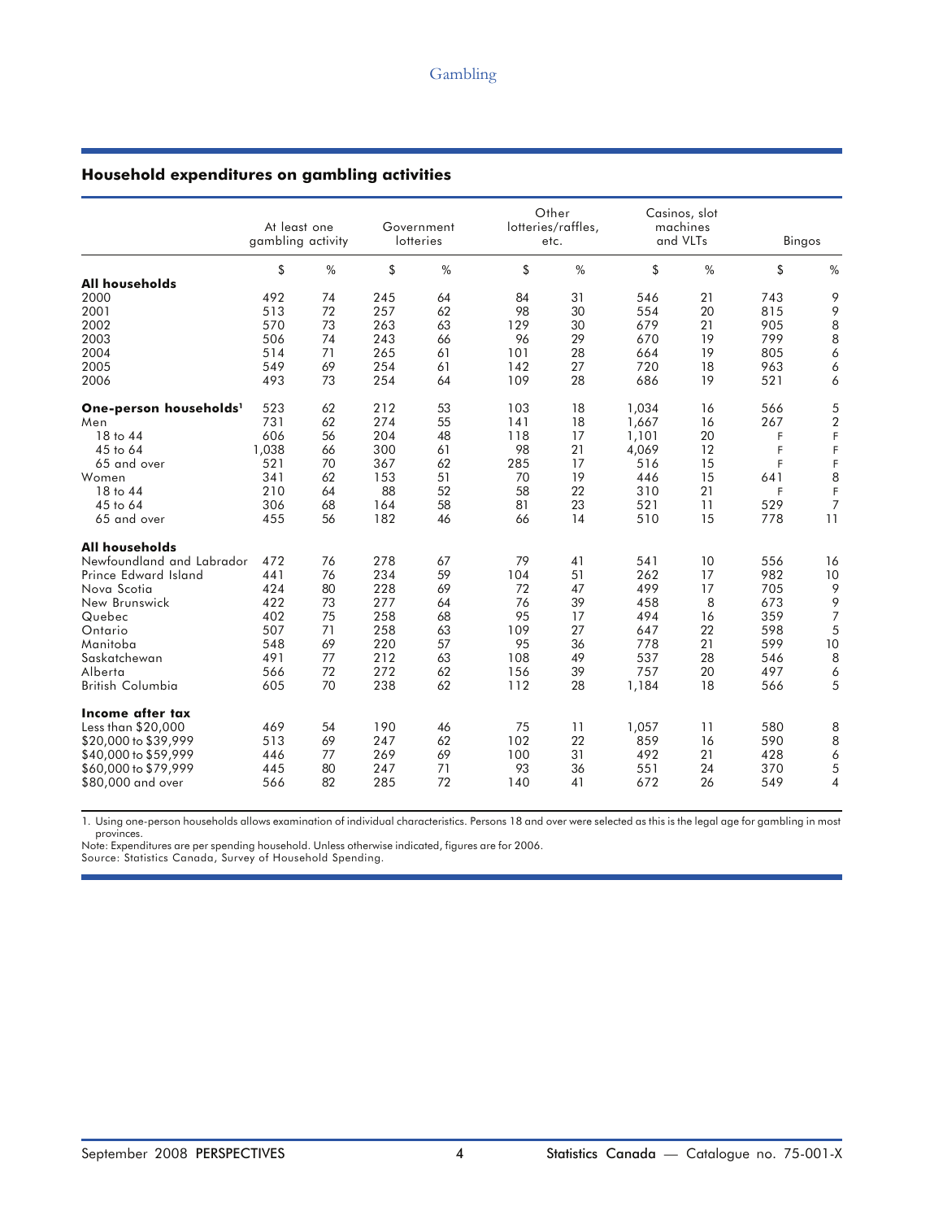## Household expenditures on gambling activities

| | At least one gambling activity | | Government lotteries | | Other lotteries/raffles, etc. | | Casinos, slot machines and VLTs | | Bingos | |
|---|---|---|---|---|---|---|---|---|---|---|
| | $ | % | $ | % | $ | % | $ | % | $ | % |
| **All households** | | | | | | | | | | |
| 2000 | 492 | 74 | 245 | 64 | 84 | 31 | 546 | 21 | 743 | 9 |
| 2001 | 513 | 72 | 257 | 62 | 98 | 30 | 554 | 20 | 815 | 9 |
| 2002 | 570 | 73 | 263 | 63 | 129 | 30 | 679 | 21 | 905 | 8 |
| 2003 | 506 | 74 | 243 | 66 | 96 | 29 | 670 | 19 | 799 | 8 |
| 2004 | 514 | 71 | 265 | 61 | 101 | 28 | 664 | 19 | 805 | 6 |
| 2005 | 549 | 69 | 254 | 61 | 142 | 27 | 720 | 18 | 963 | 6 |
| 2006 | 493 | 73 | 254 | 64 | 109 | 28 | 686 | 19 | 521 | 6 |
| **One-person households[1]** | 523 | 62 | 212 | 53 | 103 | 18 | 1,034 | 16 | 566 | 5 |
| Men | 731 | 62 | 274 | 55 | 141 | 18 | 1,667 | 16 | 267 | 2 |
| 18 to 44 | 606 | 56 | 204 | 48 | 118 | 17 | 1,101 | 20 | F | F |
| 45 to 64 | 1,038 | 66 | 300 | 61 | 98 | 21 | 4,069 | 12 | F | F |
| 65 and over | 521 | 70 | 367 | 62 | 285 | 17 | 516 | 15 | F | F |
| Women | 341 | 62 | 153 | 51 | 70 | 19 | 446 | 15 | 641 | 8 |
| 18 to 44 | 210 | 64 | 88 | 52 | 58 | 22 | 310 | 21 | F | F |
| 45 to 64 | 306 | 68 | 164 | 58 | 81 | 23 | 521 | 11 | 529 | 7 |
| 65 and over | 455 | 56 | 182 | 46 | 66 | 14 | 510 | 15 | 778 | 11 |
| **All households** | | | | | | | | | | |
| Newfoundland and Labrador | 472 | 76 | 278 | 67 | 79 | 41 | 541 | 10 | 556 | 16 |
| Prince Edward Island | 441 | 76 | 234 | 59 | 104 | 51 | 262 | 17 | 982 | 10 |
| Nova Scotia | 424 | 80 | 228 | 69 | 72 | 47 | 499 | 17 | 705 | 9 |
| New Brunswick | 422 | 73 | 277 | 64 | 76 | 39 | 458 | 8 | 673 | 9 |
| Quebec | 402 | 75 | 258 | 68 | 95 | 17 | 494 | 16 | 359 | 7 |
| Ontario | 507 | 71 | 258 | 63 | 109 | 27 | 647 | 22 | 598 | 5 |
| Manitoba | 548 | 69 | 220 | 57 | 95 | 36 | 778 | 21 | 599 | 10 |
| Saskatchewan | 491 | 77 | 212 | 63 | 108 | 49 | 537 | 28 | 546 | 8 |
| Alberta | 566 | 72 | 272 | 62 | 156 | 39 | 757 | 20 | 497 | 6 |
| British Columbia | 605 | 70 | 238 | 62 | 112 | 28 | 1,184 | 18 | 566 | 5 |
| **Income after tax** | | | | | | | | | | |
| Less than $20,000 | 469 | 54 | 190 | 46 | 75 | 11 | 1,057 | 11 | 580 | 8 |
| $20,000 to $39,999 | 513 | 69 | 247 | 62 | 102 | 22 | 859 | 16 | 590 | 8 |
| $40,000 to $59,999 | 446 | 77 | 269 | 69 | 100 | 31 | 492 | 21 | 428 | 6 |
| $60,000 to $79,999 | 445 | 80 | 247 | 71 | 93 | 36 | 551 | 24 | 370 | 5 |
| $80,000 and over | 566 | 82 | 285 | 72 | 140 | 41 | 672 | 26 | 549 | 4 |

1. Using one-person households allows examination of individual characteristics. Persons 18 and over were selected as this is the legal age for gambling in most provinces.

Note: Expenditures are per spending household. Unless otherwise indicated, figures are for 2006.

Source: Statistics Canada, Survey of Household Spending.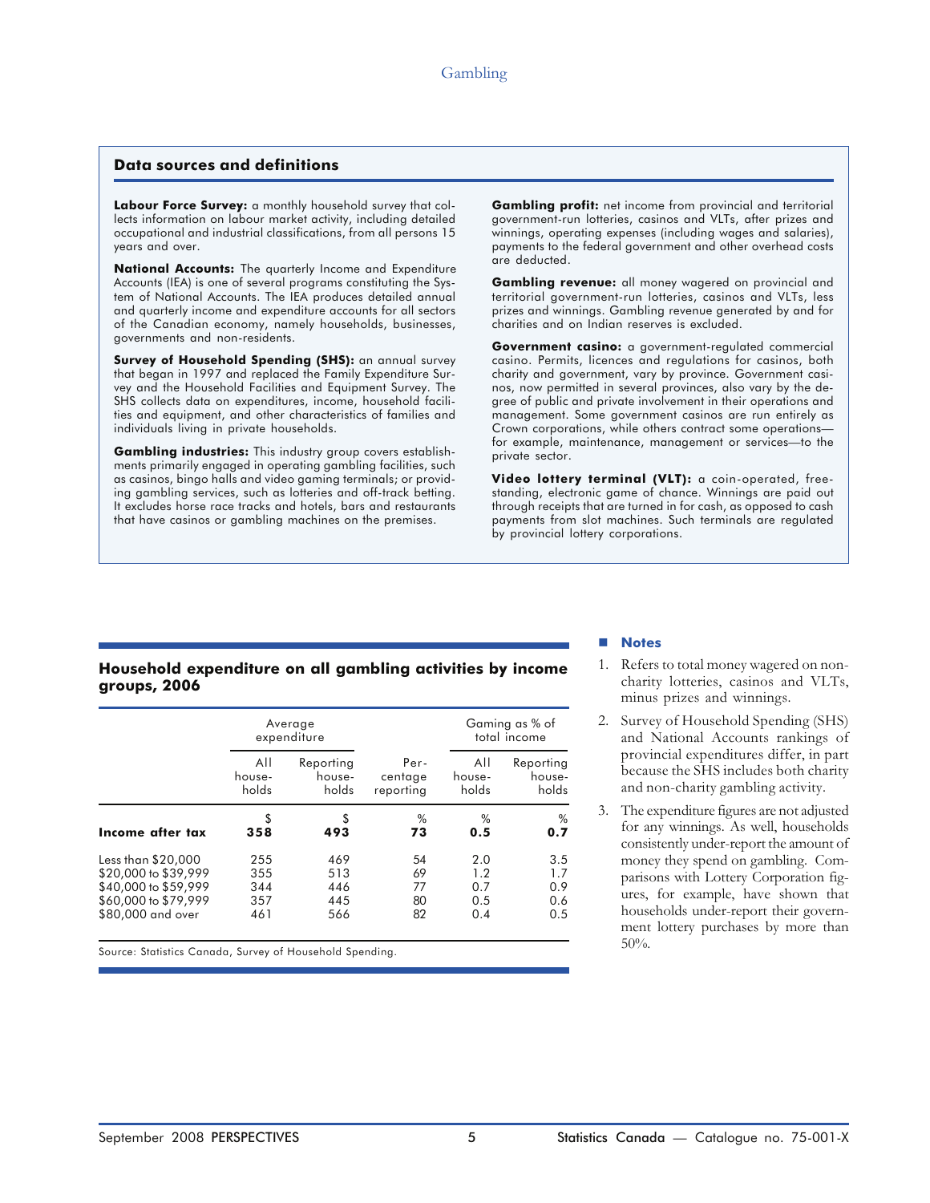## Data sources and definitions

**Labour Force Survey:** a monthly household survey that collects information on labour market activity, including detailed occupational and industrial classifications, from all persons 15 years and over.

**National Accounts:** The quarterly Income and Expenditure Accounts (IEA) is one of several programs constituting the System of National Accounts. The IEA produces detailed annual and quarterly income and expenditure accounts for all sectors of the Canadian economy, namely households, businesses, governments and non-residents.

**Survey of Household Spending (SHS):** an annual survey that began in 1997 and replaced the Family Expenditure Survey and the Household Facilities and Equipment Survey. The SHS collects data on expenditures, income, household facilities and equipment, and other characteristics of families and individuals living in private households.

**Gambling industries:** This industry group covers establishments primarily engaged in operating gambling facilities, such as casinos, bingo halls and video gaming terminals; or providing gambling services, such as lotteries and off-track betting. It excludes horse race tracks and hotels, bars and restaurants that have casinos or gambling machines on the premises.

**Gambling profit:** net income from provincial and territorial government-run lotteries, casinos and VLTs, after prizes and winnings, operating expenses (including wages and salaries), payments to the federal government and other overhead costs are deducted.

**Gambling revenue:** all money wagered on provincial and territorial government-run lotteries, casinos and VLTs, less prizes and winnings. Gambling revenue generated by and for charities and on Indian reserves is excluded.

**Government casino:** a government-regulated commercial casino. Permits, licences and regulations for casinos, both charity and government, vary by province. Government casinos, now permitted in several provinces, also vary by the degree of public and private involvement in their operations and management. Some government casinos are run entirely as Crown corporations, while others contract some operations—for example, maintenance, management or services—to the private sector.

**Video lottery terminal (VLT):** a coin-operated, free-standing, electronic game of chance. Winnings are paid out through receipts that are turned in for cash, as opposed to cash payments from slot machines. Such terminals are regulated by provincial lottery corporations.

### Household expenditure on all gambling activities by income groups, 2006

| | Average expenditure | | | Gaming as % of total income | |
|---|---|---|---|---|---|
| | All households | Reporting households | Percentage reporting | All households | Reporting households |
| | $ | $ | % | % | % |
| **Income after tax** | **358** | **493** | **73** | **0.5** | **0.7** |
| Less than $20,000 | 255 | 469 | 54 | 2.0 | 3.5 |
| $20,000 to $39,999 | 355 | 513 | 69 | 1.2 | 1.7 |
| $40,000 to $59,999 | 344 | 446 | 77 | 0.7 | 0.9 |
| $60,000 to $79,999 | 357 | 445 | 80 | 0.5 | 0.6 |
| $80,000 and over | 461 | 566 | 82 | 0.4 | 0.5 |

Source: Statistics Canada, Survey of Household Spending.

### Notes

1. Refers to total money wagered on non-charity lotteries, casinos and VLTs, minus prizes and winnings.
2. Survey of Household Spending (SHS) and National Accounts rankings of provincial expenditures differ, in part because the SHS includes both charity and non-charity gambling activity.
3. The expenditure figures are not adjusted for any winnings. As well, households consistently under-report the amount of money they spend on gambling. Comparisons with Lottery Corporation figures, for example, have shown that households under-report their government lottery purchases by more than 50%.